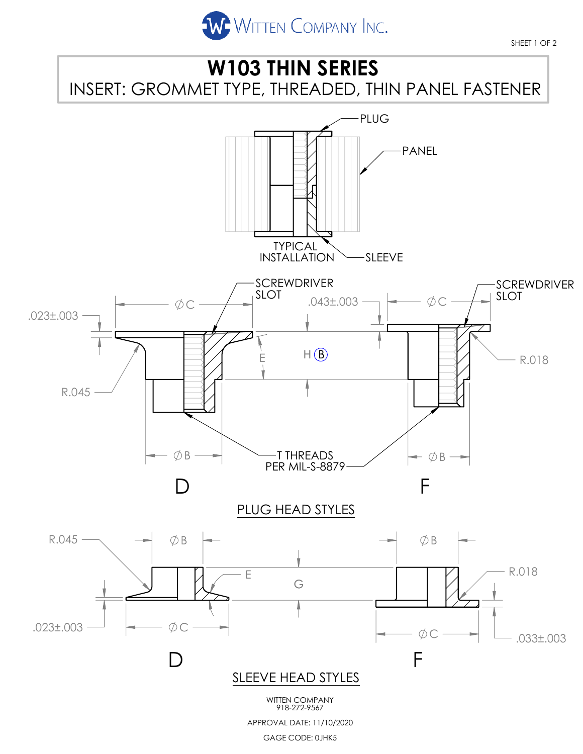WITTEN COMPANY INC.

# W103 THIN SERIES

## INSERT: GROMMET TYPE, THREADED, THIN PANEL FASTENER

PLUG

PANEL

TYPICAL INSTALLATION

SLEEVE

SCREWDRIVER SLOT

.023±.003

ØC

R.045

E

H (B)

.043±.003

R.018

ØB

T THREADS PER MIL-S-8879

D

F

PLUG HEAD STYLES

R.045

ØB

E

G

R.018

.023±.003

ØC

.033±.003

D

F

SLEEVE HEAD STYLES

WITTEN COMPANY
918-272-9567

APPROVAL DATE: 11/10/2020

GAGE CODE: 0JHK5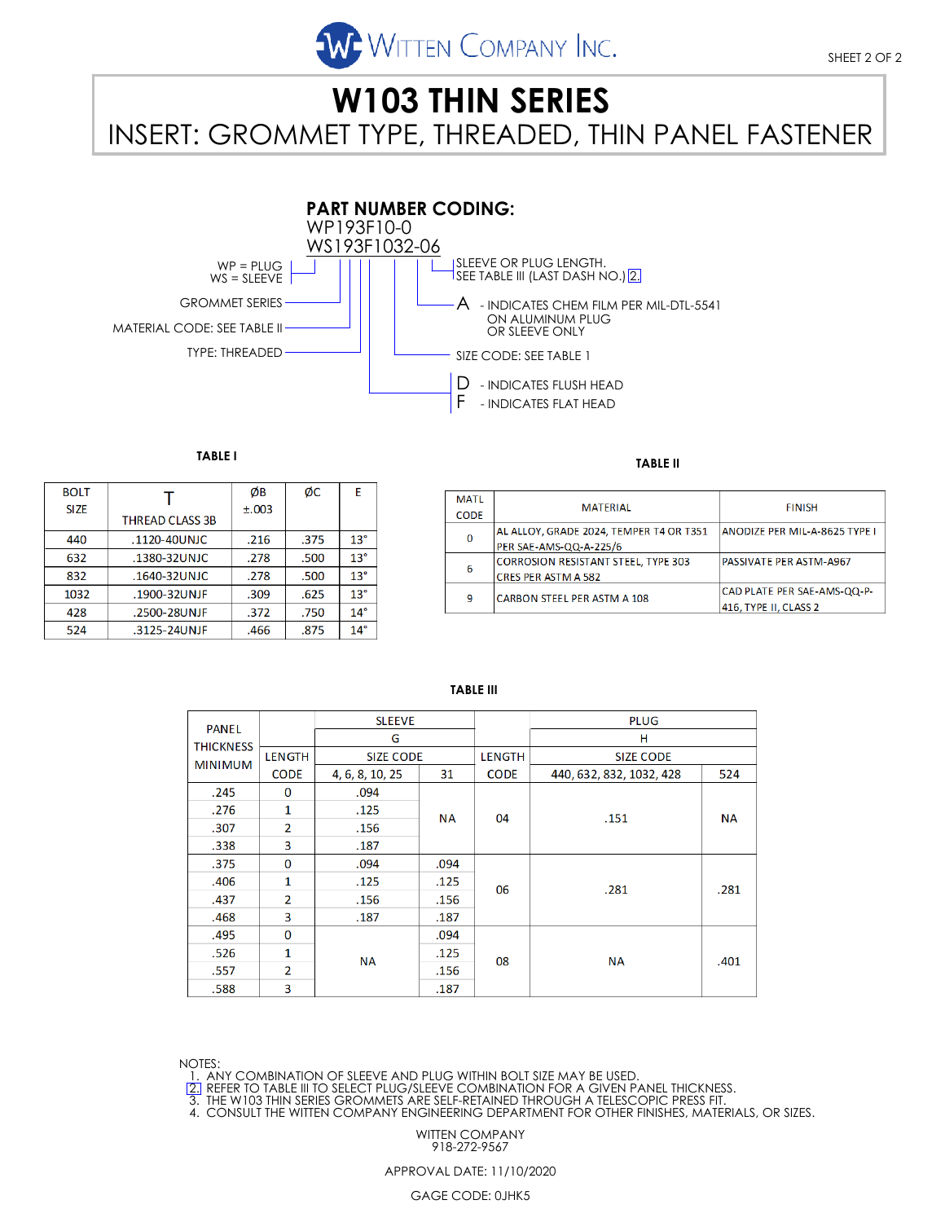WITTEN COMPANY INC.

# W103 THIN SERIES

## INSERT: GROMMET TYPE, THREADED, THIN PANEL FASTENER

### PART NUMBER CODING:

WP193F10-0

WS193F1032-06

- WP = PLUG, WS = SLEEVE
- GROMMET SERIES
- MATERIAL CODE: SEE TABLE II
- TYPE: THREADED
- D - INDICATES FLUSH HEAD
- F - INDICATES FLAT HEAD
- SIZE CODE: SEE TABLE 1
- A - INDICATES CHEM FILM PER MIL-DTL-5541 ON ALUMINUM PLUG OR SLEEVE ONLY
- SLEEVE OR PLUG LENGTH. SEE TABLE III (LAST DASH NO.) 2.

**TABLE I**

| BOLT SIZE | T THREAD CLASS 3B | ØB ±.003 | ØC | E |
|---|---|---|---|---|
| 440 | .1120-40UNJC | .216 | .375 | 13° |
| 632 | .1380-32UNJC | .278 | .500 | 13° |
| 832 | .1640-32UNJC | .278 | .500 | 13° |
| 1032 | .1900-32UNJF | .309 | .625 | 13° |
| 428 | .2500-28UNJF | .372 | .750 | 14° |
| 524 | .3125-24UNJF | .466 | .875 | 14° |

**TABLE II**

| MATL CODE | MATERIAL | FINISH |
|---|---|---|
| 0 | AL ALLOY, GRADE 2024, TEMPER T4 OR T351 PER SAE-AMS-QQ-A-225/6 | ANODIZE PER MIL-A-8625 TYPE I |
| 6 | CORROSION RESISTANT STEEL, TYPE 303 CRES PER ASTM A 582 | PASSIVATE PER ASTM-A967 |
| 9 | CARBON STEEL PER ASTM A 108 | CAD PLATE PER SAE-AMS-QQ-P-416, TYPE II, CLASS 2 |

**TABLE III**

| PANEL THICKNESS MINIMUM | SLEEVE | | | PLUG | | |
|---|---|---|---|---|---|---|
| | | G | | | H | |
| | LENGTH CODE | SIZE CODE 4, 6, 8, 10, 25 | SIZE CODE 31 | LENGTH CODE | SIZE CODE 440, 632, 832, 1032, 428 | SIZE CODE 524 |
| .245 | 0 | .094 | NA | 04 | .151 | NA |
| .276 | 1 | .125 | | | | |
| .307 | 2 | .156 | | | | |
| .338 | 3 | .187 | | | | |
| .375 | 0 | .094 | .094 | 06 | .281 | .281 |
| .406 | 1 | .125 | .125 | | | |
| .437 | 2 | .156 | .156 | | | |
| .468 | 3 | .187 | .187 | | | |
| .495 | 0 | NA | .094 | 08 | NA | .401 |
| .526 | 1 | | .125 | | | |
| .557 | 2 | | .156 | | | |
| .588 | 3 | | .187 | | | |

NOTES:
1. ANY COMBINATION OF SLEEVE AND PLUG WITHIN BOLT SIZE MAY BE USED.
2. REFER TO TABLE III TO SELECT PLUG/SLEEVE COMBINATION FOR A GIVEN PANEL THICKNESS.
3. THE W103 THIN SERIES GROMMETS ARE SELF-RETAINED THROUGH A TELESCOPIC PRESS FIT.
4. CONSULT THE WITTEN COMPANY ENGINEERING DEPARTMENT FOR OTHER FINISHES, MATERIALS, OR SIZES.

WITTEN COMPANY
918-272-9567

APPROVAL DATE: 11/10/2020

GAGE CODE: 0JHK5